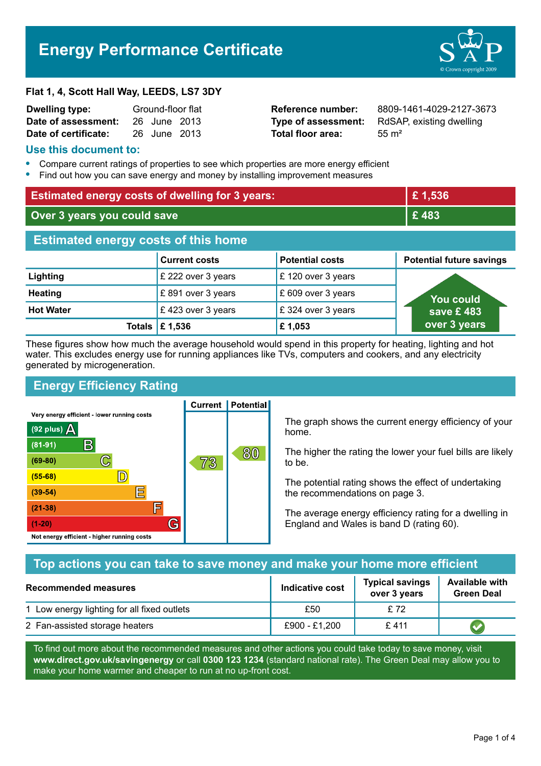# Energy Performance Certificate

**Flat 1, 4, Scott Hall Way, LEEDS, LS7 3DY**

| | | | |
|---|---|---|---|
| **Dwelling type:** | Ground-floor flat | **Reference number:** | 8809-1461-4029-2127-3673 |
| **Date of assessment:** | 26 June 2013 | **Type of assessment:** | RdSAP, existing dwelling |
| **Date of certificate:** | 26 June 2013 | **Total floor area:** | 55 m² |

## Use this document to:

- Compare current ratings of properties to see which properties are more energy efficient
- Find out how you can save energy and money by installing improvement measures

| | |
|---|---|
| **Estimated energy costs of dwelling for 3 years:** | **£ 1,536** |
| **Over 3 years you could save** | **£ 483** |

## Estimated energy costs of this home

| | Current costs | Potential costs | Potential future savings |
|---|---|---|---|
| **Lighting** | £ 222 over 3 years | £ 120 over 3 years | You could save £ 483 over 3 years |
| **Heating** | £ 891 over 3 years | £ 609 over 3 years | |
| **Hot Water** | £ 423 over 3 years | £ 324 over 3 years | |
| **Totals** | **£ 1,536** | **£ 1,053** | |

These figures show how much the average household would spend in this property for heating, lighting and hot water. This excludes energy use for running appliances like TVs, computers and cookers, and any electricity generated by microgeneration.

## Energy Efficiency Rating

| Rating band | Current | Potential |
|---|---|---|
| Very energy efficient - lower running costs | | |
| (92 plus) A | | |
| (81-91) B | | |
| (69-80) C | 73 | 80 |
| (55-68) D | | |
| (39-54) E | | |
| (21-38) F | | |
| (1-20) G | | |
| Not energy efficient - higher running costs | | |

The graph shows the current energy efficiency of your home.

The higher the rating the lower your fuel bills are likely to be.

The potential rating shows the effect of undertaking the recommendations on page 3.

The average energy efficiency rating for a dwelling in England and Wales is band D (rating 60).

## Top actions you can take to save money and make your home more efficient

| Recommended measures | Indicative cost | Typical savings over 3 years | Available with Green Deal |
|---|---|---|---|
| 1 Low energy lighting for all fixed outlets | £50 | £ 72 | |
| 2 Fan-assisted storage heaters | £900 - £1,200 | £ 411 | ✔ |

To find out more about the recommended measures and other actions you could take today to save money, visit **www.direct.gov.uk/savingenergy** or call **0300 123 1234** (standard national rate). The Green Deal may allow you to make your home warmer and cheaper to run at no up-front cost.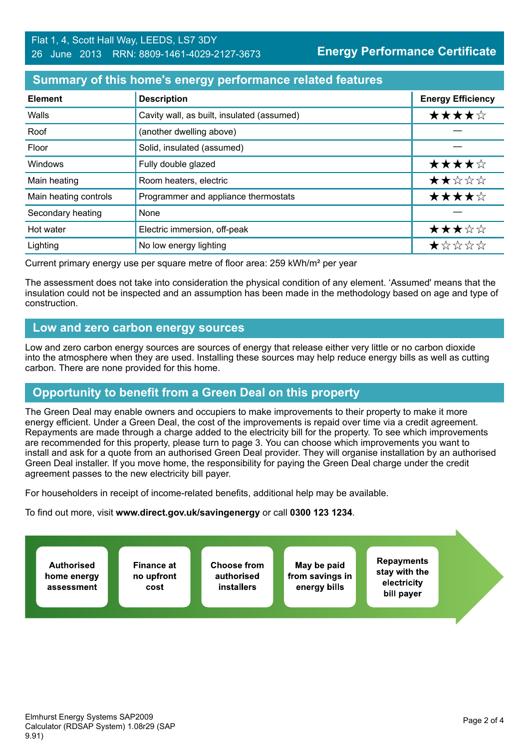Flat 1, 4, Scott Hall Way, LEEDS, LS7 3DY
26 June 2013 RRN: 8809-1461-4029-2127-3673

**Energy Performance Certificate**

## Summary of this home's energy performance related features

| Element | Description | Energy Efficiency |
|---|---|---|
| Walls | Cavity wall, as built, insulated (assumed) | ★★★★☆ |
| Roof | (another dwelling above) | — |
| Floor | Solid, insulated (assumed) | — |
| Windows | Fully double glazed | ★★★★☆ |
| Main heating | Room heaters, electric | ★★☆☆☆ |
| Main heating controls | Programmer and appliance thermostats | ★★★★☆ |
| Secondary heating | None | — |
| Hot water | Electric immersion, off-peak | ★★★☆☆ |
| Lighting | No low energy lighting | ★☆☆☆☆ |

Current primary energy use per square metre of floor area: 259 kWh/m² per year

The assessment does not take into consideration the physical condition of any element. 'Assumed' means that the insulation could not be inspected and an assumption has been made in the methodology based on age and type of construction.

## Low and zero carbon energy sources

Low and zero carbon energy sources are sources of energy that release either very little or no carbon dioxide into the atmosphere when they are used. Installing these sources may help reduce energy bills as well as cutting carbon. There are none provided for this home.

## Opportunity to benefit from a Green Deal on this property

The Green Deal may enable owners and occupiers to make improvements to their property to make it more energy efficient. Under a Green Deal, the cost of the improvements is repaid over time via a credit agreement. Repayments are made through a charge added to the electricity bill for the property. To see which improvements are recommended for this property, please turn to page 3. You can choose which improvements you want to install and ask for a quote from an authorised Green Deal provider. They will organise installation by an authorised Green Deal installer. If you move home, the responsibility for paying the Green Deal charge under the credit agreement passes to the new electricity bill payer.

For householders in receipt of income-related benefits, additional help may be available.

To find out more, visit **www.direct.gov.uk/savingenergy** or call **0300 123 1234**.

- **Authorised home energy assessment**
- **Finance at no upfront cost**
- **Choose from authorised installers**
- **May be paid from savings in energy bills**
- **Repayments stay with the electricity bill payer**

Elmhurst Energy Systems SAP2009 Calculator (RDSAP System) 1.08r29 (SAP 9.91)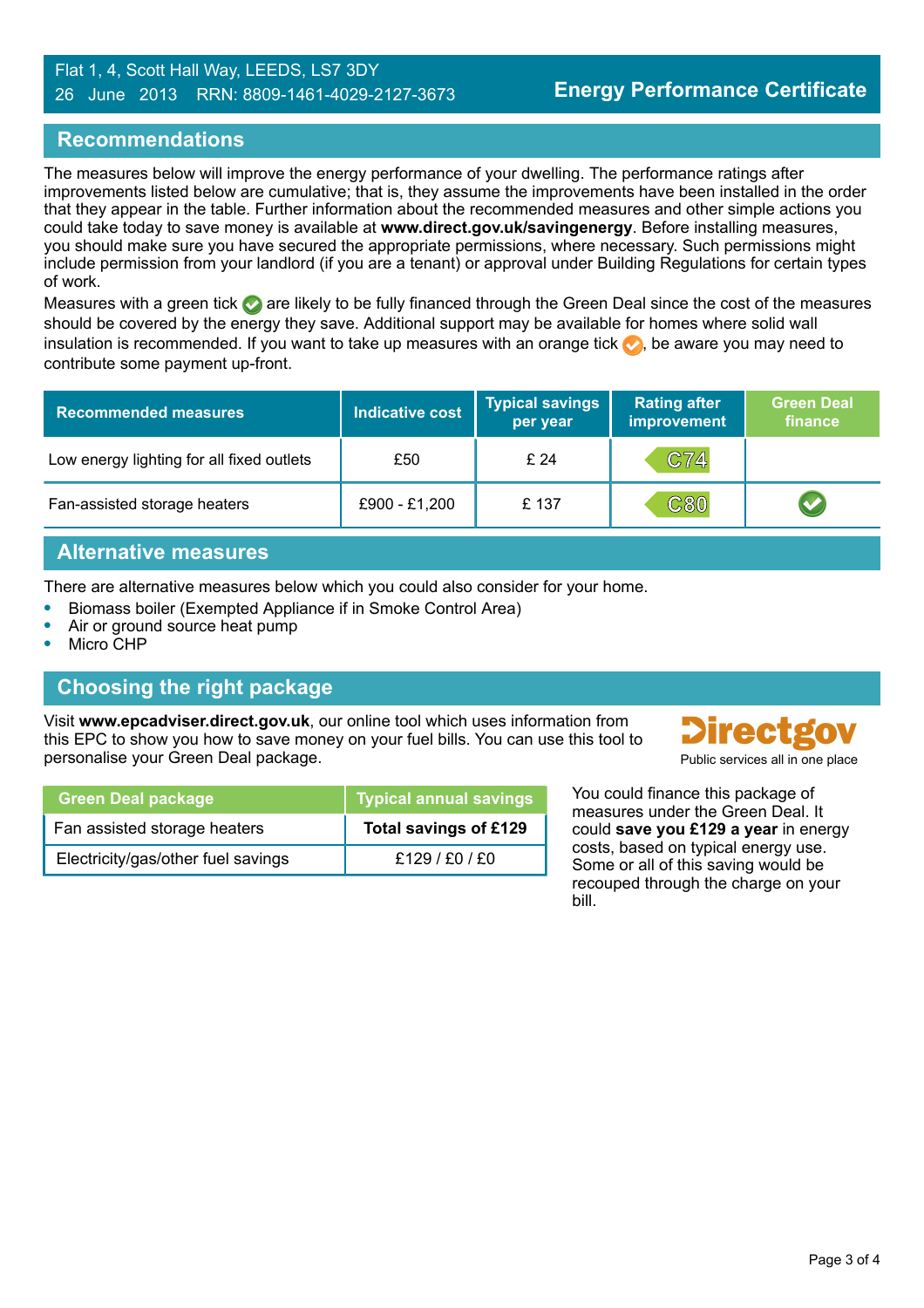Flat 1, 4, Scott Hall Way, LEEDS, LS7 3DY
26 June 2013 RRN: 8809-1461-4029-2127-3673

**Energy Performance Certificate**

## Recommendations

The measures below will improve the energy performance of your dwelling. The performance ratings after improvements listed below are cumulative; that is, they assume the improvements have been installed in the order that they appear in the table. Further information about the recommended measures and other simple actions you could take today to save money is available at **www.direct.gov.uk/savingenergy**. Before installing measures, you should make sure you have secured the appropriate permissions, where necessary. Such permissions might include permission from your landlord (if you are a tenant) or approval under Building Regulations for certain types of work.

Measures with a green tick ✓ are likely to be fully financed through the Green Deal since the cost of the measures should be covered by the energy they save. Additional support may be available for homes where solid wall insulation is recommended. If you want to take up measures with an orange tick ✓, be aware you may need to contribute some payment up-front.

| Recommended measures | Indicative cost | Typical savings per year | Rating after improvement | Green Deal finance |
|---|---|---|---|---|
| Low energy lighting for all fixed outlets | £50 | £ 24 | C74 | |
| Fan-assisted storage heaters | £900 - £1,200 | £ 137 | C80 | ✓ |

## Alternative measures

There are alternative measures below which you could also consider for your home.

- Biomass boiler (Exempted Appliance if in Smoke Control Area)
- Air or ground source heat pump
- Micro CHP

## Choosing the right package

Visit **www.epcadviser.direct.gov.uk**, our online tool which uses information from this EPC to show you how to save money on your fuel bills. You can use this tool to personalise your Green Deal package.

Directgov
Public services all in one place

| Green Deal package | Typical annual savings |
|---|---|
| Fan assisted storage heaters | **Total savings of £129** |
| Electricity/gas/other fuel savings | £129 / £0 / £0 |

You could finance this package of measures under the Green Deal. It could **save you £129 a year** in energy costs, based on typical energy use. Some or all of this saving would be recouped through the charge on your bill.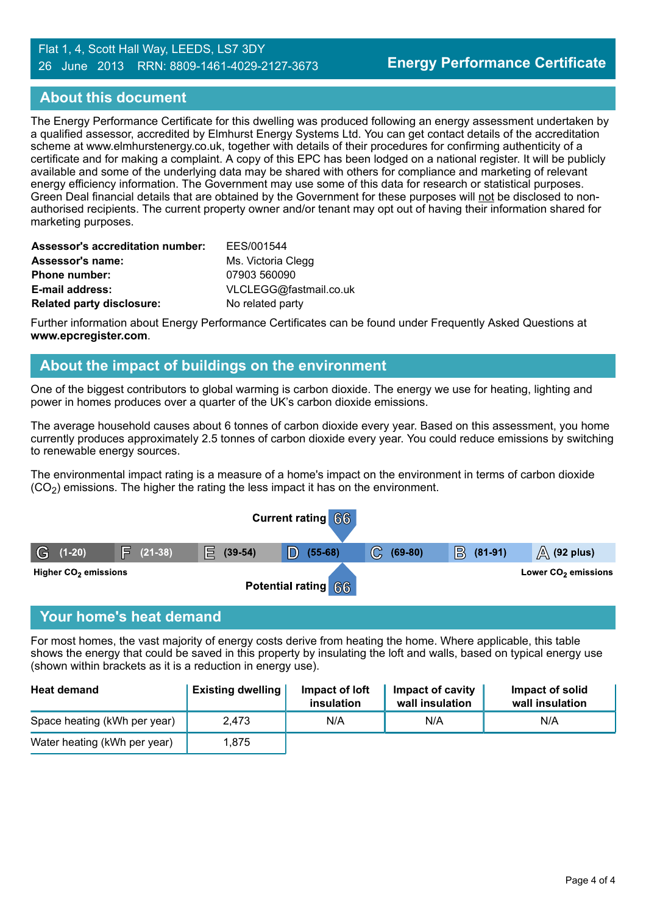Flat 1, 4, Scott Hall Way, LEEDS, LS7 3DY
26 June 2013 RRN: 8809-1461-4029-2127-3673

**Energy Performance Certificate**

## About this document

The Energy Performance Certificate for this dwelling was produced following an energy assessment undertaken by a qualified assessor, accredited by Elmhurst Energy Systems Ltd. You can get contact details of the accreditation scheme at www.elmhurstenergy.co.uk, together with details of their procedures for confirming authenticity of a certificate and for making a complaint. A copy of this EPC has been lodged on a national register. It will be publicly available and some of the underlying data may be shared with others for compliance and marketing of relevant energy efficiency information. The Government may use some of this data for research or statistical purposes. Green Deal financial details that are obtained by the Government for these purposes will not be disclosed to non-authorised recipients. The current property owner and/or tenant may opt out of having their information shared for marketing purposes.

| | |
|---|---|
| **Assessor's accreditation number:** | EES/001544 |
| **Assessor's name:** | Ms. Victoria Clegg |
| **Phone number:** | 07903 560090 |
| **E-mail address:** | VLCLEGG@fastmail.co.uk |
| **Related party disclosure:** | No related party |

Further information about Energy Performance Certificates can be found under Frequently Asked Questions at **www.epcregister.com**.

## About the impact of buildings on the environment

One of the biggest contributors to global warming is carbon dioxide. The energy we use for heating, lighting and power in homes produces over a quarter of the UK's carbon dioxide emissions.

The average household causes about 6 tonnes of carbon dioxide every year. Based on this assessment, you home currently produces approximately 2.5 tonnes of carbon dioxide every year. You could reduce emissions by switching to renewable energy sources.

The environmental impact rating is a measure of a home's impact on the environment in terms of carbon dioxide ($CO_2$) emissions. The higher the rating the less impact it has on the environment.

Current rating 66

G (1-20)
F (21-38)
E (39-54)
D (55-68)
C (69-80)
B (81-91)
A (92 plus)

Higher $CO_2$ emissions
Lower $CO_2$ emissions

Potential rating 66

## Your home's heat demand

For most homes, the vast majority of energy costs derive from heating the home. Where applicable, this table shows the energy that could be saved in this property by insulating the loft and walls, based on typical energy use (shown within brackets as it is a reduction in energy use).

| Heat demand | Existing dwelling | Impact of loft insulation | Impact of cavity wall insulation | Impact of solid wall insulation |
|---|---|---|---|---|
| Space heating (kWh per year) | 2,473 | N/A | N/A | N/A |
| Water heating (kWh per year) | 1,875 | | | |